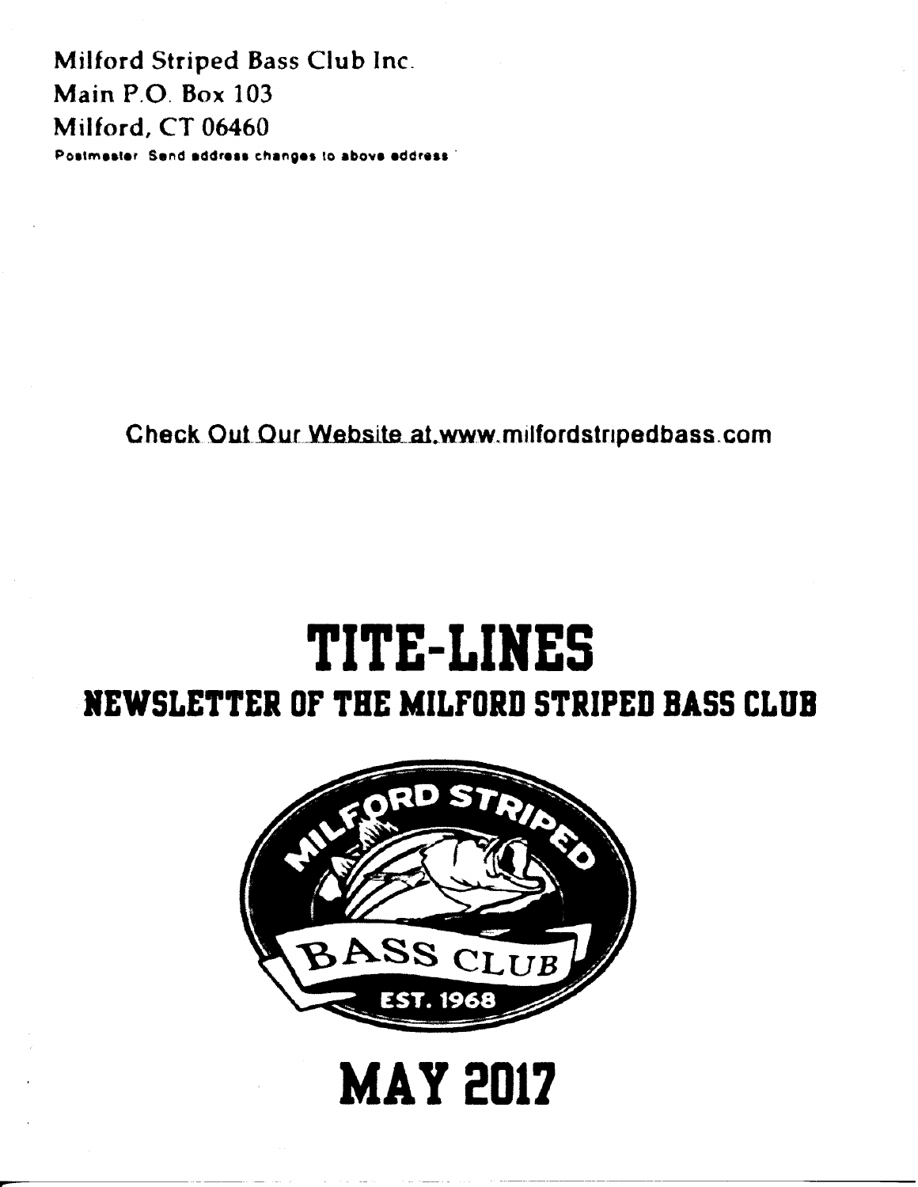Milford Striped Bass Club Inc.
Main P.O. Box 103
Milford, CT 06460
Postmaster Send address changes to above address

Check Out Our Website at.www.milfordstripedbass.com

# TITE-LINES

## NEWSLETTER OF THE MILFORD STRIPED BASS CLUB

MILFORD STRIPED BASS CLUB
EST. 1968

# MAY 2017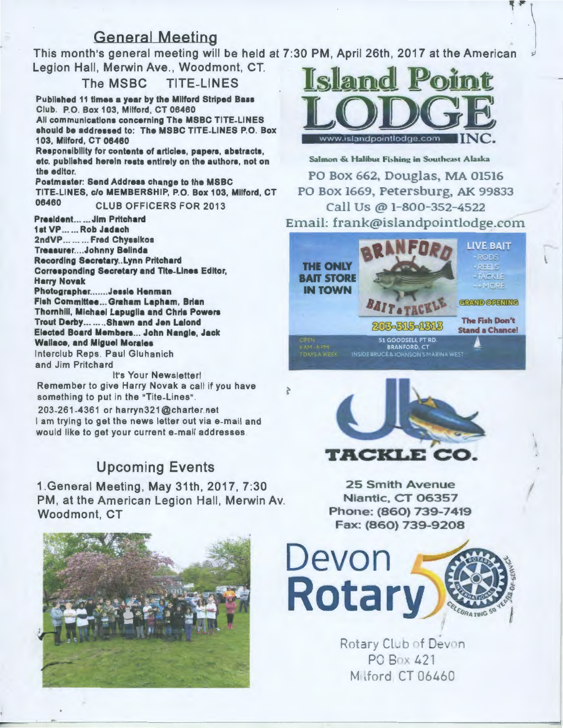## General Meeting

This month's general meeting will be held at 7:30 PM, April 26th, 2017 at the American Legion Hall, Merwin Ave., Woodmont, CT.

### The MSBC TITE-LINES

**Published 11 times a year by the Milford Striped Bass Club. P.O. Box 103, Milford, CT 06460**

**All communications concerning The MSBC TITE-LINES should be addressed to: The MSBC TITE-LINES P.O. Box 103, Milford, CT 06460**

**Responsibility for contents of articles, papers, abstracts, etc. published herein rests entirely on the authors, not on the editor.**

**Postmaster: Send Address change to the MSBC TITE-LINES, c/o MEMBERSHIP, P.O. Box 103, Milford, CT 06460**

CLUB OFFICERS FOR 2013

**President... ... Jim Pritchard**
**1st VP... ... Rob Jadach**
**2ndVP... ... ... Fred Chyssikos**
**Treasurer....Johnny Belinda**
**Recording Secretary..Lynn Pritchard**
**Corresponding Secretary and Tite-Lines Editor, Harry Novak**
**Photographer.......Jessie Henman**
**Fish Committee... Graham Lapham, Brian Thornhill, Michael Lapuglia and Chris Powers**
**Trout Derby... ... ..Shawn and Jen Lalond**
**Elected Board Members... John Nangle, Jack Wallace, and Miguel Morales**
Interclub Reps. Paul Gluhanich and Jim Pritchard

It's Your Newsletter!

Remember to give Harry Novak a call if you have something to put in the "Tite-Lines".
203-261-4361 or harryn321@charter.net
I am trying to get the news letter out via e-mail and would like to get your current e-mail addresses.

## Upcoming Events

1. General Meeting, May 31th, 2017, 7:30 PM, at the American Legion Hall, Merwin Av. Woodmont, CT

**Island Point LODGE INC.**
www.islandpointlodge.com
Salmon & Halibut Fishing in Southeast Alaska
PO Box 662, Douglas, MA 01516
PO Box 1669, Petersburg, AK 99833
Call Us @ 1-800-352-4522
Email: frank@islandpointlodge.com

**BRANFORD BAIT & TACKLE**
THE ONLY BAIT STORE IN TOWN
LIVE BAIT - RODS - REELS - TACKLE - + MORE
GRAND OPENING
203-315-1313
The Fish Don't Stand a Chance!
OPEN 6AM - 6PM 7 DAYS A WEEK
51 GOODSELL PT RD. BRANFORD, CT
INSIDE BRUCE & JOHNSON'S MARINA WEST

**JL TACKLE CO.**
25 Smith Avenue
Niantic, CT 06357
Phone: (860) 739-7419
Fax: (860) 739-9208

**Devon Rotary 50**
Celebrating 50 Years of Service
Rotary Club of Devon
PO Box 421
Milford, CT 06460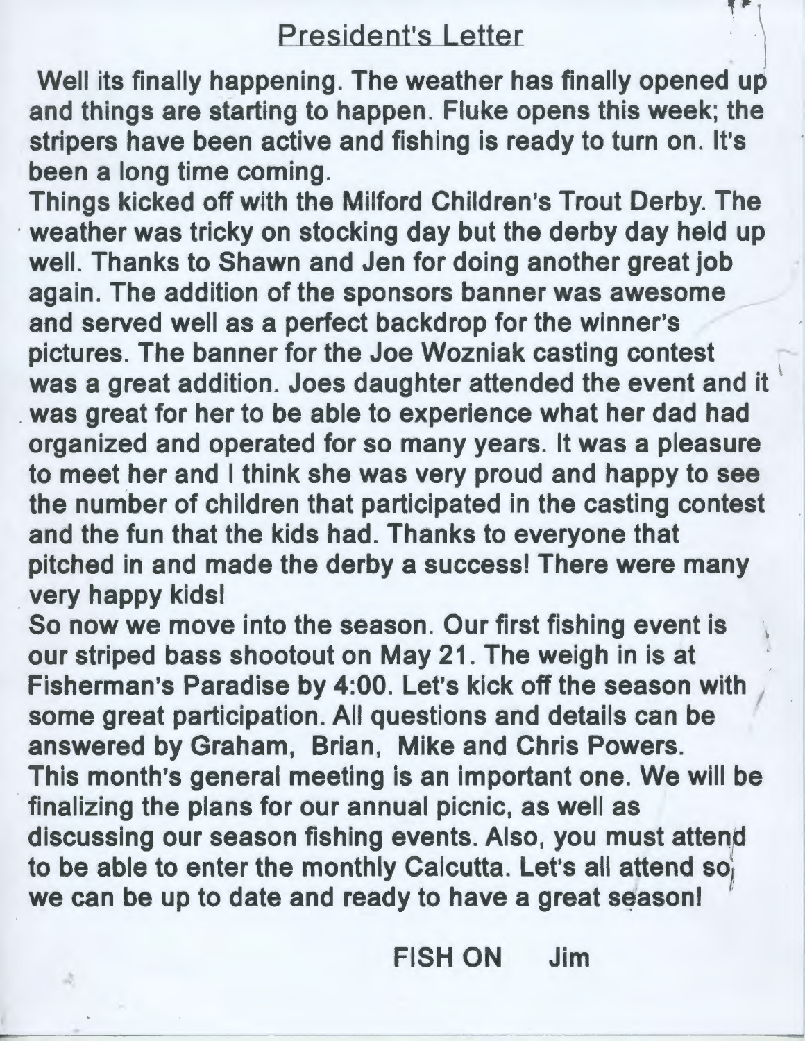## President's Letter

Well its finally happening. The weather has finally opened up and things are starting to happen. Fluke opens this week; the stripers have been active and fishing is ready to turn on. It's been a long time coming.

Things kicked off with the Milford Children's Trout Derby. The weather was tricky on stocking day but the derby day held up well. Thanks to Shawn and Jen for doing another great job again. The addition of the sponsors banner was awesome and served well as a perfect backdrop for the winner's pictures. The banner for the Joe Wozniak casting contest was a great addition. Joes daughter attended the event and it was great for her to be able to experience what her dad had organized and operated for so many years. It was a pleasure to meet her and I think she was very proud and happy to see the number of children that participated in the casting contest and the fun that the kids had. Thanks to everyone that pitched in and made the derby a success! There were many very happy kids!

So now we move into the season. Our first fishing event is our striped bass shootout on May 21. The weigh in is at Fisherman's Paradise by 4:00. Let's kick off the season with some great participation. All questions and details can be answered by Graham, Brian, Mike and Chris Powers.

This month's general meeting is an important one. We will be finalizing the plans for our annual picnic, as well as discussing our season fishing events. Also, you must attend to be able to enter the monthly Calcutta. Let's all attend so we can be up to date and ready to have a great season!

**FISH ON Jim**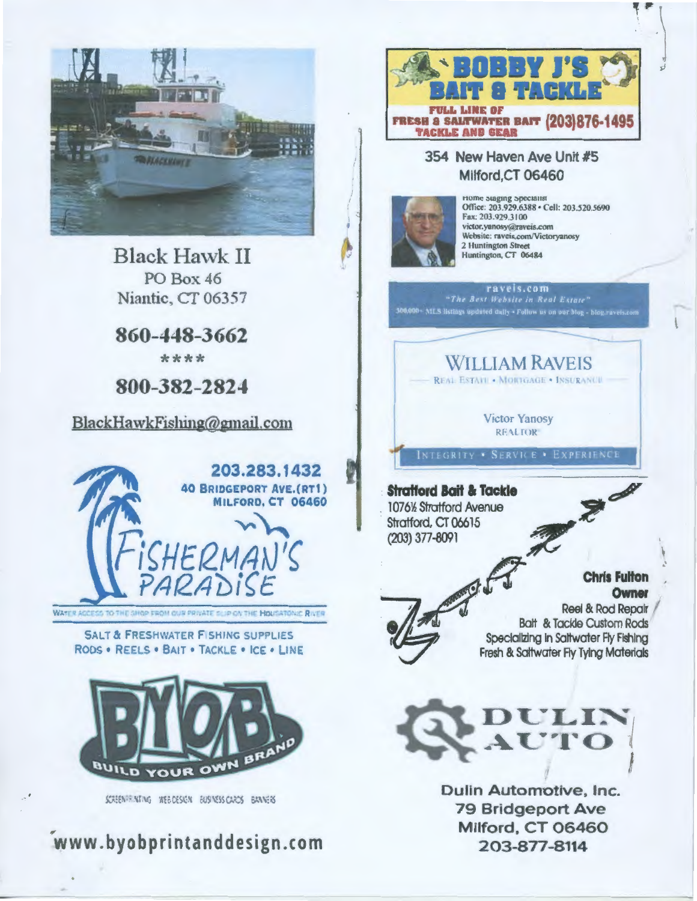## Black Hawk II

PO Box 46
Niantic, CT 06357

**860-448-3662**

\*\*\*\*

**800-382-2824**

BlackHawkFishing@gmail.com

**203.283.1432**
**40 BRIDGEPORT AVE.(RT1)**
**MILFORD, CT 06460**

## FISHERMAN'S PARADISE

WATER ACCESS TO THE SHOP FROM OUR PRIVATE SLIP ON THE HOUSATONIC RIVER

SALT & FRESHWATER FISHING SUPPLIES
RODS • REELS • BAIT • TACKLE • ICE • LINE

## BYOB

BUILD YOUR OWN BRAND

SCREENPRINTING WEB DESIGN BUSINESS CARDS BANNERS

**www.byobprintanddesign.com**

## BOBBY J'S BAIT & TACKLE

FULL LINE OF FRESH & SALTWATER BAIT TACKLE AND GEAR **(203)876-1495**

354 New Haven Ave Unit #5
Milford,CT 06460

Home Staging Specialist
Office: 203.929.6388 • Cell: 203.520.5690
Fax: 203.929.3100
victor.yanosy@raveis.com
Website: raveis.com/Victoryanosy
2 Huntington Street
Huntington, CT 06484

raveis.com
"The Best Website in Real Estate"
300,000+ MLS listings updated daily • Follow us on our blog - blog.raveis.com

## WILLIAM RAVEIS

REAL ESTATE • MORTGAGE • INSURANCE

Victor Yanosy
REALTOR®

INTEGRITY • SERVICE • EXPERIENCE

**Stratford Bait & Tackle**
1076½ Stratford Avenue
Stratford, CT 06615
(203) 377-8091

**Chris Fulton**
**Owner**
Reel & Rod Repair
Bait & Tackle Custom Rods
Specializing in Saltwater Fly Fishing
Fresh & Saltwater Fly Tying Materials

## DULIN AUTO

**Dulin Automotive, Inc.**
**79 Bridgeport Ave**
**Milford, CT 06460**
**203-877-8114**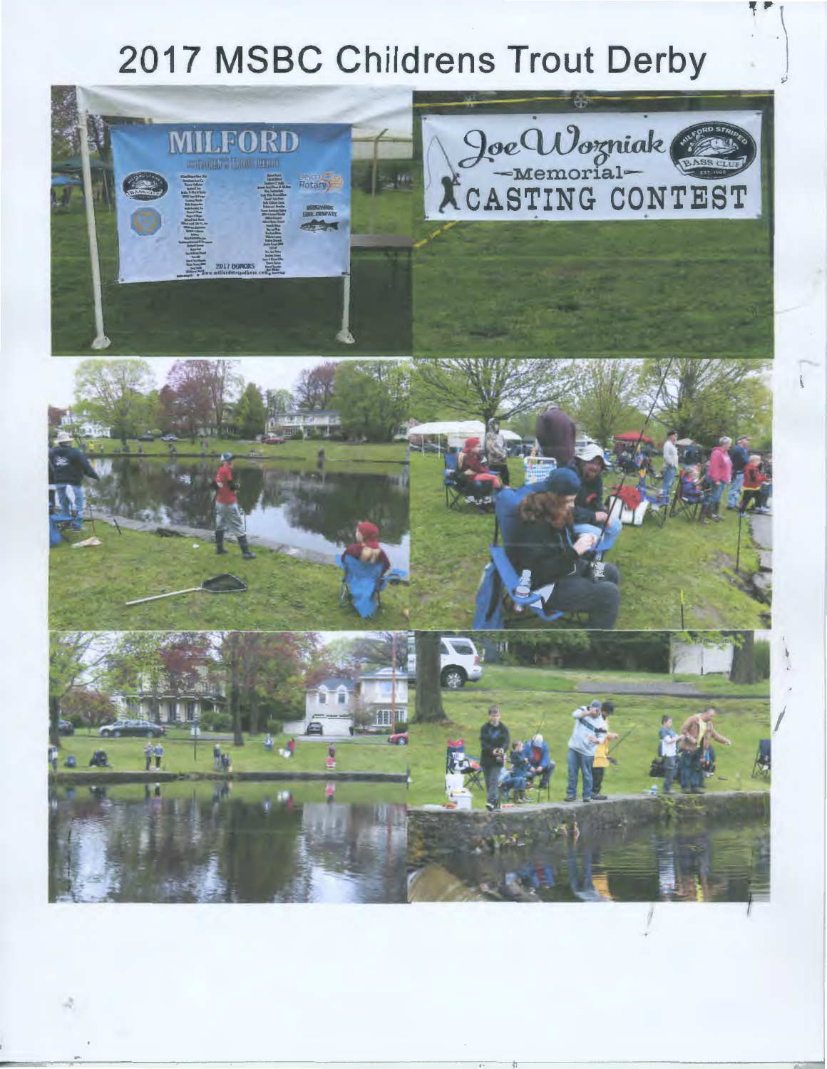# 2017 MSBC Childrens Trout Derby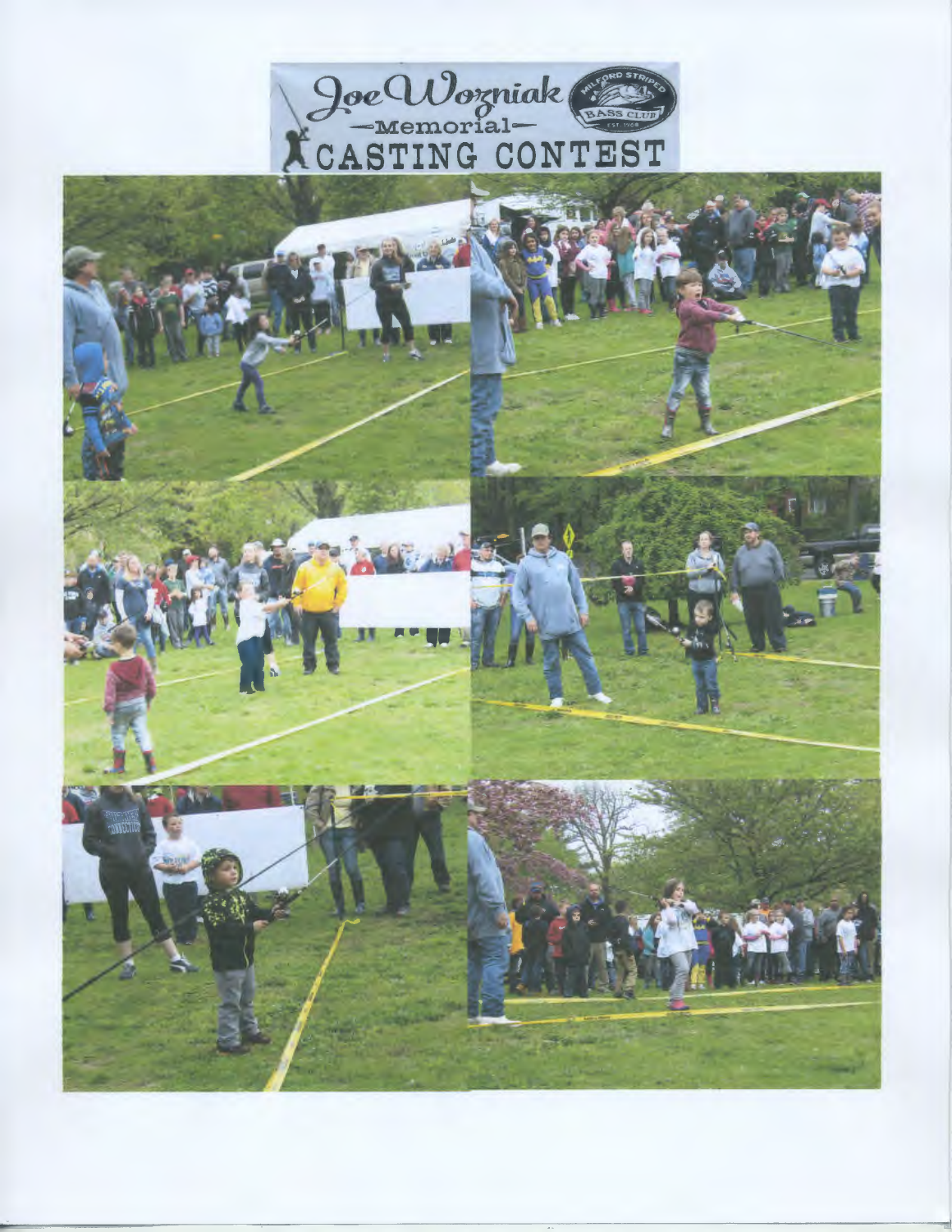# Joe Wozniak —Memorial— CASTING CONTEST